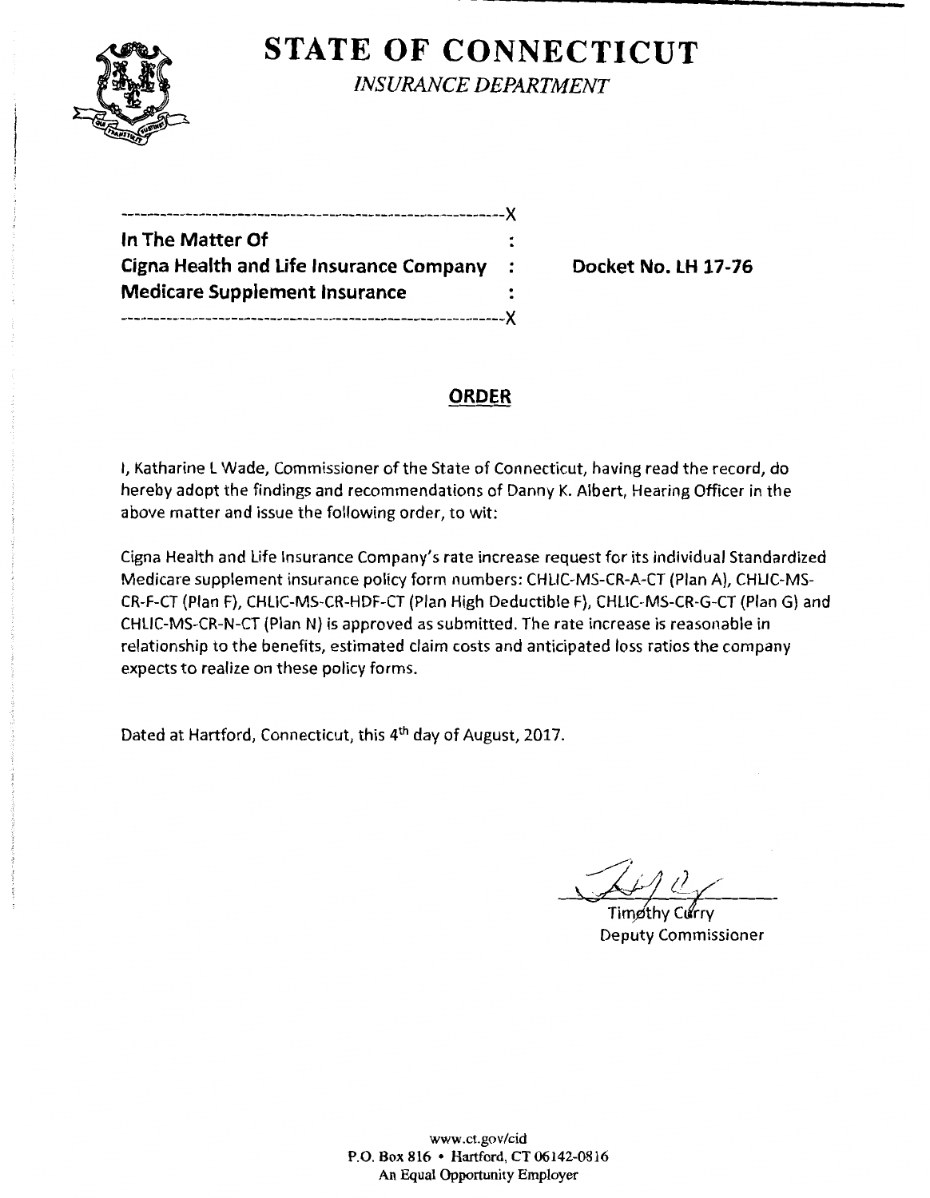# STATE OF CONNECTICUT

*INSURANCE DEPARTMENT*

---------------------------------------------------------X

**In The Matter Of** :

**Cigna Health and Life Insurance Company** : **Docket No. LH 17-76**

**Medicare Supplement Insurance** :

---------------------------------------------------------X

## ORDER

I, Katharine L Wade, Commissioner of the State of Connecticut, having read the record, do hereby adopt the findings and recommendations of Danny K. Albert, Hearing Officer in the above matter and issue the following order, to wit:

Cigna Health and Life Insurance Company's rate increase request for its individual Standardized Medicare supplement insurance policy form numbers: CHLIC-MS-CR-A-CT (Plan A), CHLIC-MS-CR-F-CT (Plan F), CHLIC-MS-CR-HDF-CT (Plan High Deductible F), CHLIC-MS-CR-G-CT (Plan G) and CHLIC-MS-CR-N-CT (Plan N) is approved as submitted. The rate increase is reasonable in relationship to the benefits, estimated claim costs and anticipated loss ratios the company expects to realize on these policy forms.

Dated at Hartford, Connecticut, this 4th day of August, 2017.

Timothy Curry
Deputy Commissioner

www.ct.gov/cid
P.O. Box 816 • Hartford, CT 06142-0816
An Equal Opportunity Employer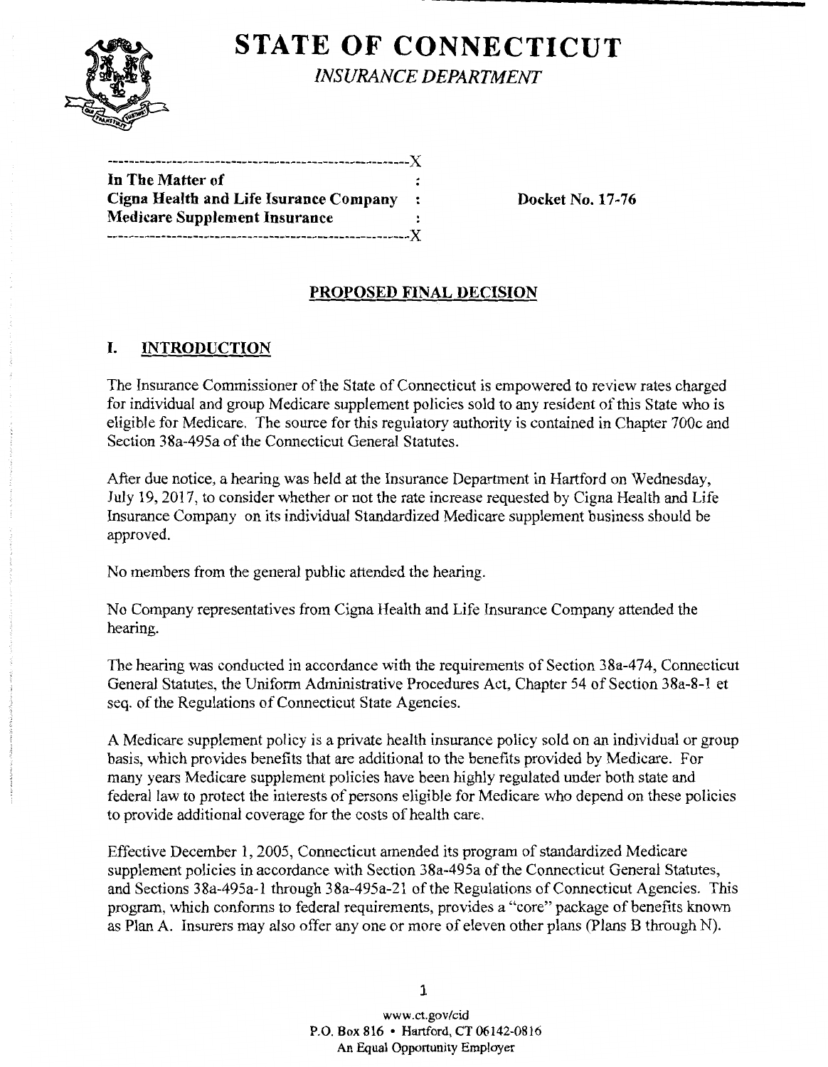# STATE OF CONNECTICUT

*INSURANCE DEPARTMENT*

```
-------------------------------------------------------X
In The Matter of                                       :
Cigna Health and Life Isurance Company                 :     Docket No. 17-76
Medicare Supplement Insurance                          :
-------------------------------------------------------X
```

## PROPOSED FINAL DECISION

## I. INTRODUCTION

The Insurance Commissioner of the State of Connecticut is empowered to review rates charged for individual and group Medicare supplement policies sold to any resident of this State who is eligible for Medicare. The source for this regulatory authority is contained in Chapter 700c and Section 38a-495a of the Connecticut General Statutes.

After due notice, a hearing was held at the Insurance Department in Hartford on Wednesday, July 19, 2017, to consider whether or not the rate increase requested by Cigna Health and Life Insurance Company on its individual Standardized Medicare supplement business should be approved.

No members from the general public attended the hearing.

No Company representatives from Cigna Health and Life Insurance Company attended the hearing.

The hearing was conducted in accordance with the requirements of Section 38a-474, Connecticut General Statutes, the Uniform Administrative Procedures Act, Chapter 54 of Section 38a-8-1 et seq. of the Regulations of Connecticut State Agencies.

A Medicare supplement policy is a private health insurance policy sold on an individual or group basis, which provides benefits that are additional to the benefits provided by Medicare. For many years Medicare supplement policies have been highly regulated under both state and federal law to protect the interests of persons eligible for Medicare who depend on these policies to provide additional coverage for the costs of health care.

Effective December 1, 2005, Connecticut amended its program of standardized Medicare supplement policies in accordance with Section 38a-495a of the Connecticut General Statutes, and Sections 38a-495a-1 through 38a-495a-21 of the Regulations of Connecticut Agencies. This program, which conforms to federal requirements, provides a "core" package of benefits known as Plan A. Insurers may also offer any one or more of eleven other plans (Plans B through N).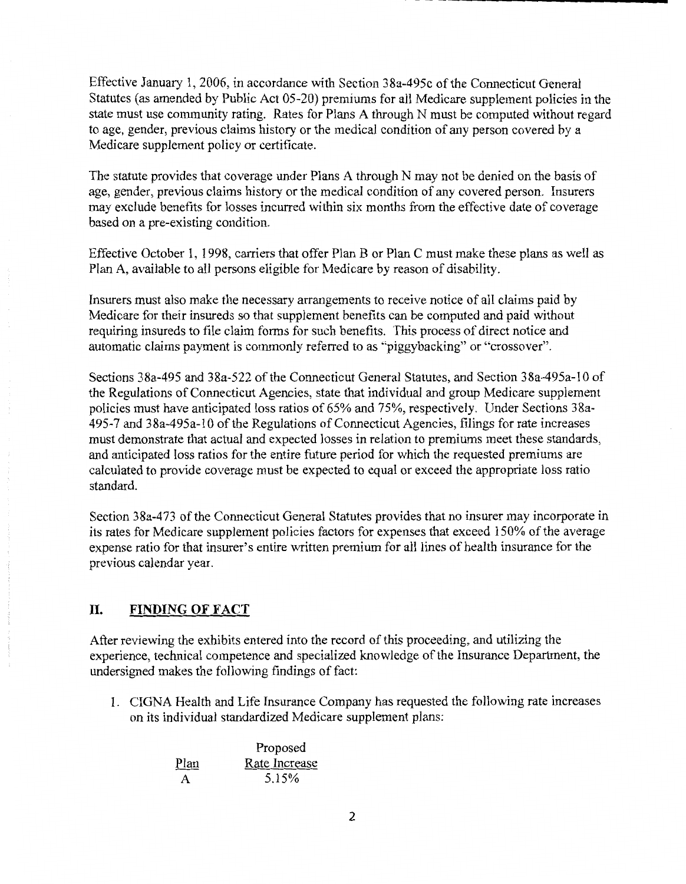Effective January 1, 2006, in accordance with Section 38a-495c of the Connecticut General Statutes (as amended by Public Act 05-20) premiums for all Medicare supplement policies in the state must use community rating. Rates for Plans A through N must be computed without regard to age, gender, previous claims history or the medical condition of any person covered by a Medicare supplement policy or certificate.

The statute provides that coverage under Plans A through N may not be denied on the basis of age, gender, previous claims history or the medical condition of any covered person. Insurers may exclude benefits for losses incurred within six months from the effective date of coverage based on a pre-existing condition.

Effective October 1, 1998, carriers that offer Plan B or Plan C must make these plans as well as Plan A, available to all persons eligible for Medicare by reason of disability.

Insurers must also make the necessary arrangements to receive notice of all claims paid by Medicare for their insureds so that supplement benefits can be computed and paid without requiring insureds to file claim forms for such benefits. This process of direct notice and automatic claims payment is commonly referred to as "piggybacking" or "crossover".

Sections 38a-495 and 38a-522 of the Connecticut General Statutes, and Section 38a-495a-10 of the Regulations of Connecticut Agencies, state that individual and group Medicare supplement policies must have anticipated loss ratios of 65% and 75%, respectively. Under Sections 38a-495-7 and 38a-495a-10 of the Regulations of Connecticut Agencies, filings for rate increases must demonstrate that actual and expected losses in relation to premiums meet these standards, and anticipated loss ratios for the entire future period for which the requested premiums are calculated to provide coverage must be expected to equal or exceed the appropriate loss ratio standard.

Section 38a-473 of the Connecticut General Statutes provides that no insurer may incorporate in its rates for Medicare supplement policies factors for expenses that exceed 150% of the average expense ratio for that insurer's entire written premium for all lines of health insurance for the previous calendar year.

## II. FINDING OF FACT

After reviewing the exhibits entered into the record of this proceeding, and utilizing the experience, technical competence and specialized knowledge of the Insurance Department, the undersigned makes the following findings of fact:

1. CIGNA Health and Life Insurance Company has requested the following rate increases on its individual standardized Medicare supplement plans:

| Plan | Proposed Rate Increase |
|---|---|
| A | 5.15% |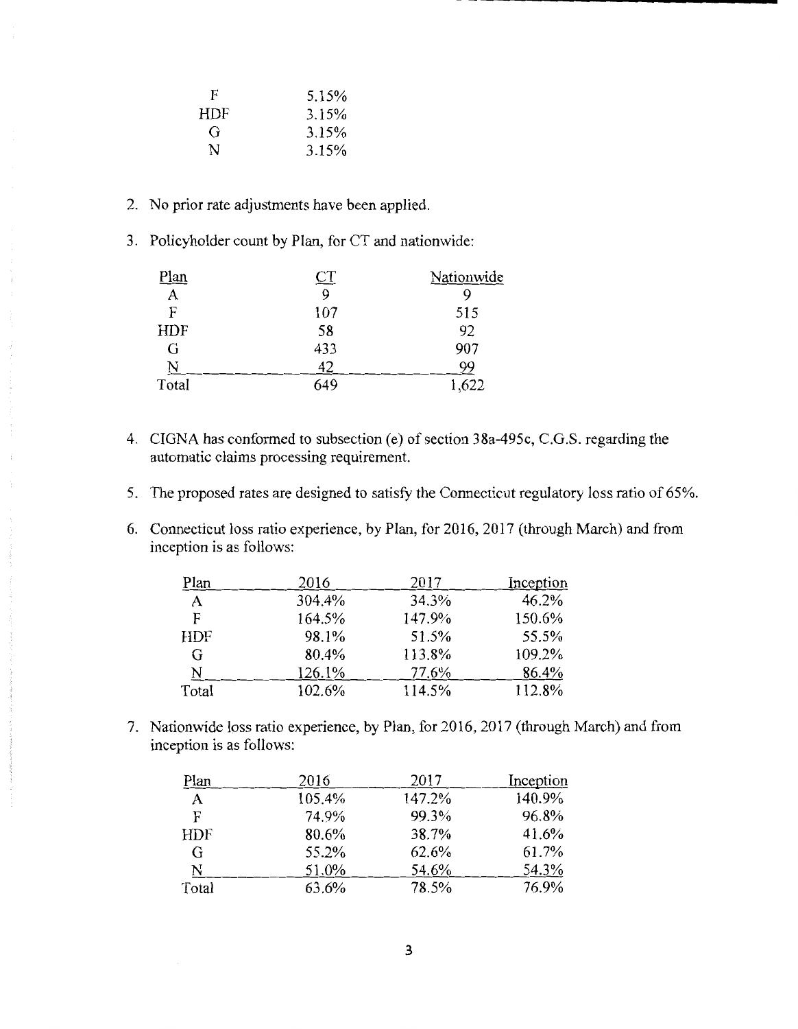| | |
|---|---|
| F | 5.15% |
| HDF | 3.15% |
| G | 3.15% |
| N | 3.15% |

2. No prior rate adjustments have been applied.

3. Policyholder count by Plan, for CT and nationwide:

| Plan | CT | Nationwide |
|---|---|---|
| A | 9 | 9 |
| F | 107 | 515 |
| HDF | 58 | 92 |
| G | 433 | 907 |
| N | 42 | 99 |
| Total | 649 | 1,622 |

4. CIGNA has conformed to subsection (e) of section 38a-495c, C.G.S. regarding the automatic claims processing requirement.

5. The proposed rates are designed to satisfy the Connecticut regulatory loss ratio of 65%.

6. Connecticut loss ratio experience, by Plan, for 2016, 2017 (through March) and from inception is as follows:

| Plan | 2016 | 2017 | Inception |
|---|---|---|---|
| A | 304.4% | 34.3% | 46.2% |
| F | 164.5% | 147.9% | 150.6% |
| HDF | 98.1% | 51.5% | 55.5% |
| G | 80.4% | 113.8% | 109.2% |
| N | 126.1% | 77.6% | 86.4% |
| Total | 102.6% | 114.5% | 112.8% |

7. Nationwide loss ratio experience, by Plan, for 2016, 2017 (through March) and from inception is as follows:

| Plan | 2016 | 2017 | Inception |
|---|---|---|---|
| A | 105.4% | 147.2% | 140.9% |
| F | 74.9% | 99.3% | 96.8% |
| HDF | 80.6% | 38.7% | 41.6% |
| G | 55.2% | 62.6% | 61.7% |
| N | 51.0% | 54.6% | 54.3% |
| Total | 63.6% | 78.5% | 76.9% |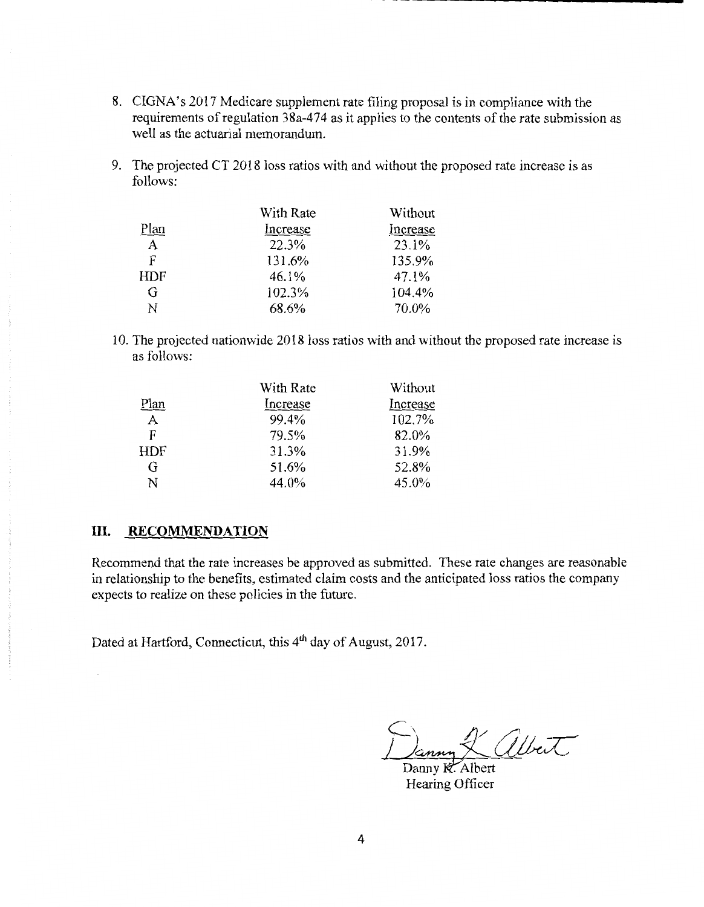8. CIGNA's 2017 Medicare supplement rate filing proposal is in compliance with the requirements of regulation 38a-474 as it applies to the contents of the rate submission as well as the actuarial memorandum.

9. The projected CT 2018 loss ratios with and without the proposed rate increase is as follows:

| Plan | With Rate Increase | Without Increase |
|---|---|---|
| A | 22.3% | 23.1% |
| F | 131.6% | 135.9% |
| HDF | 46.1% | 47.1% |
| G | 102.3% | 104.4% |
| N | 68.6% | 70.0% |

10. The projected nationwide 2018 loss ratios with and without the proposed rate increase is as follows:

| Plan | With Rate Increase | Without Increase |
|---|---|---|
| A | 99.4% | 102.7% |
| F | 79.5% | 82.0% |
| HDF | 31.3% | 31.9% |
| G | 51.6% | 52.8% |
| N | 44.0% | 45.0% |

## III. RECOMMENDATION

Recommend that the rate increases be approved as submitted. These rate changes are reasonable in relationship to the benefits, estimated claim costs and the anticipated loss ratios the company expects to realize on these policies in the future.

Dated at Hartford, Connecticut, this 4th day of August, 2017.

Danny K. Albert
Hearing Officer